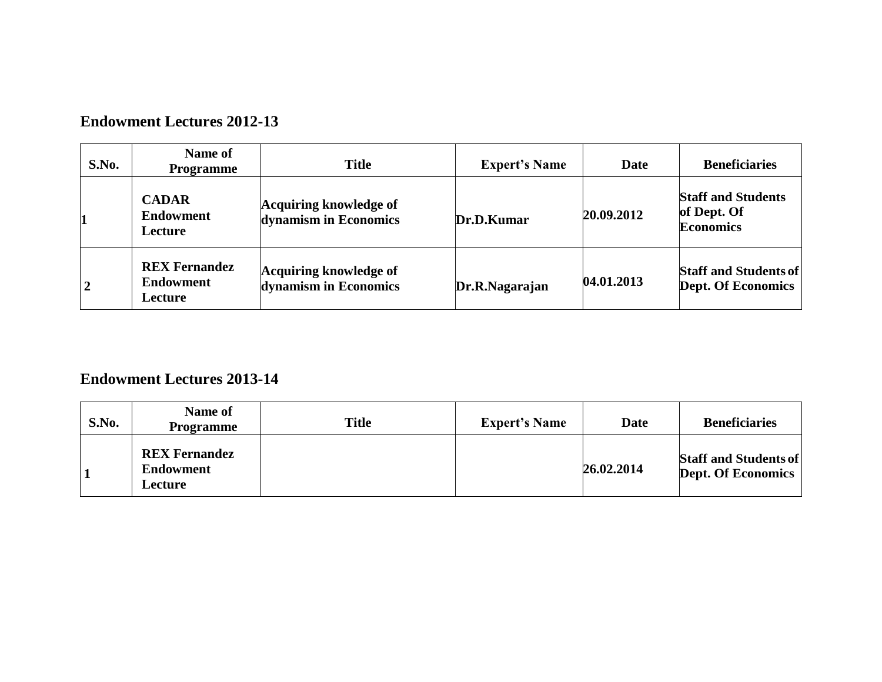## Endowment Lectures 2012-13

| S.No. | Name of Programme | Title | Expert's Name | Date | Beneficiaries |
|---|---|---|---|---|---|
| 1 | **CADAR Endowment Lecture** | **Acquiring knowledge of dynamism in Economics** | **Dr.D.Kumar** | **20.09.2012** | **Staff and Students of Dept. Of Economics** |
| 2 | **REX Fernandez Endowment Lecture** | **Acquiring knowledge of dynamism in Economics** | **Dr.R.Nagarajan** | **04.01.2013** | **Staff and Students of Dept. Of Economics** |

## Endowment Lectures 2013-14

| S.No. | Name of Programme | Title | Expert's Name | Date | Beneficiaries |
|---|---|---|---|---|---|
| 1 | **REX Fernandez Endowment Lecture** | | | **26.02.2014** | **Staff and Students of Dept. Of Economics** |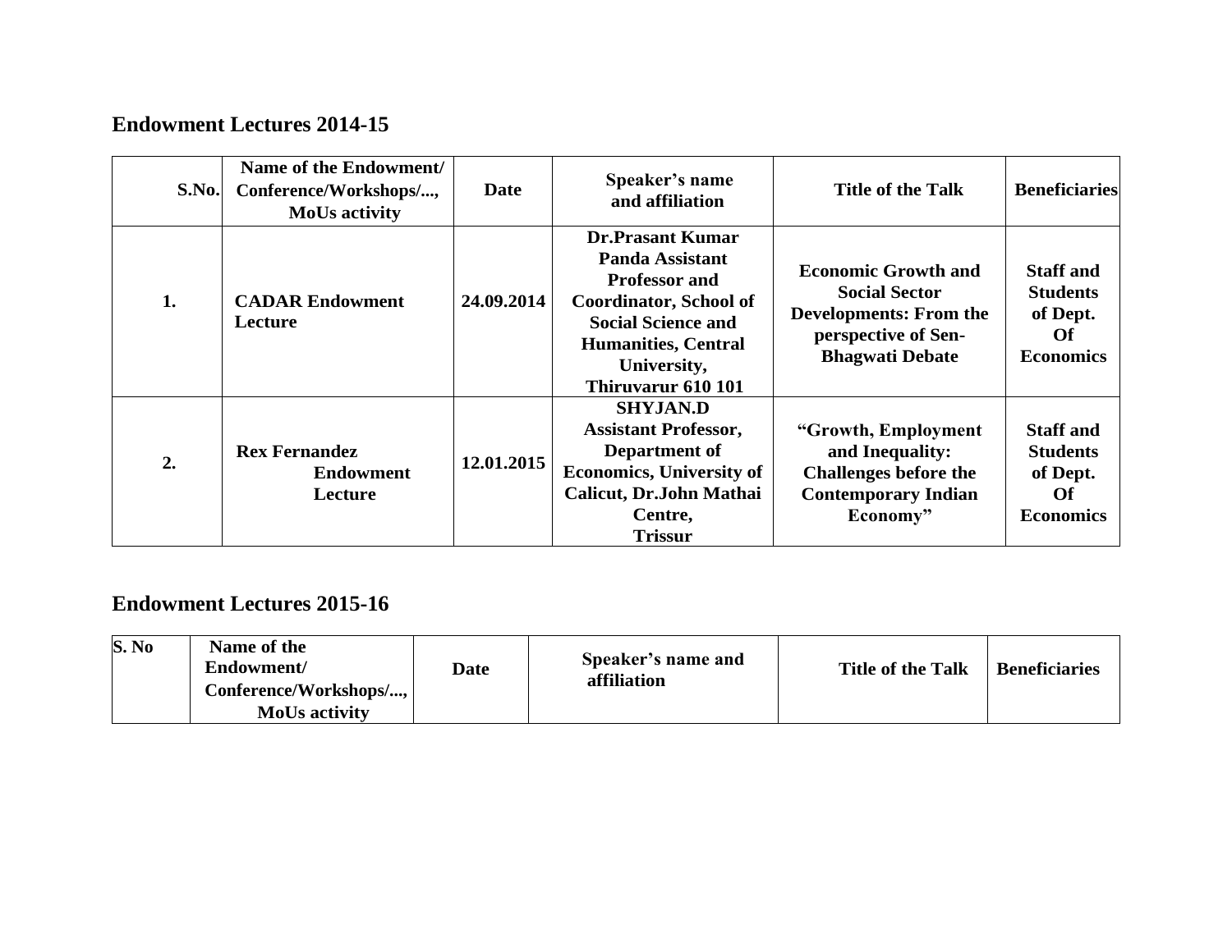## Endowment Lectures 2014-15

| S.No. | Name of the Endowment/ Conference/Workshops/..., MoUs activity | Date | Speaker's name and affiliation | Title of the Talk | Beneficiaries |
|---|---|---|---|---|---|
| 1. | CADAR Endowment Lecture | 24.09.2014 | Dr.Prasant Kumar Panda Assistant Professor and Coordinator, School of Social Science and Humanities, Central University, Thiruvarur 610 101 | Economic Growth and Social Sector Developments: From the perspective of Sen-Bhagwati Debate | Staff and Students of Dept. Of Economics |
| 2. | Rex Fernandez Endowment Lecture | 12.01.2015 | SHYJAN.D Assistant Professor, Department of Economics, University of Calicut, Dr.John Mathai Centre, Trissur | "Growth, Employment and Inequality: Challenges before the Contemporary Indian Economy" | Staff and Students of Dept. Of Economics |

## Endowment Lectures 2015-16

| S. No | Name of the Endowment/ Conference/Workshops/..., MoUs activity | Date | Speaker's name and affiliation | Title of the Talk | Beneficiaries |
|---|---|---|---|---|---|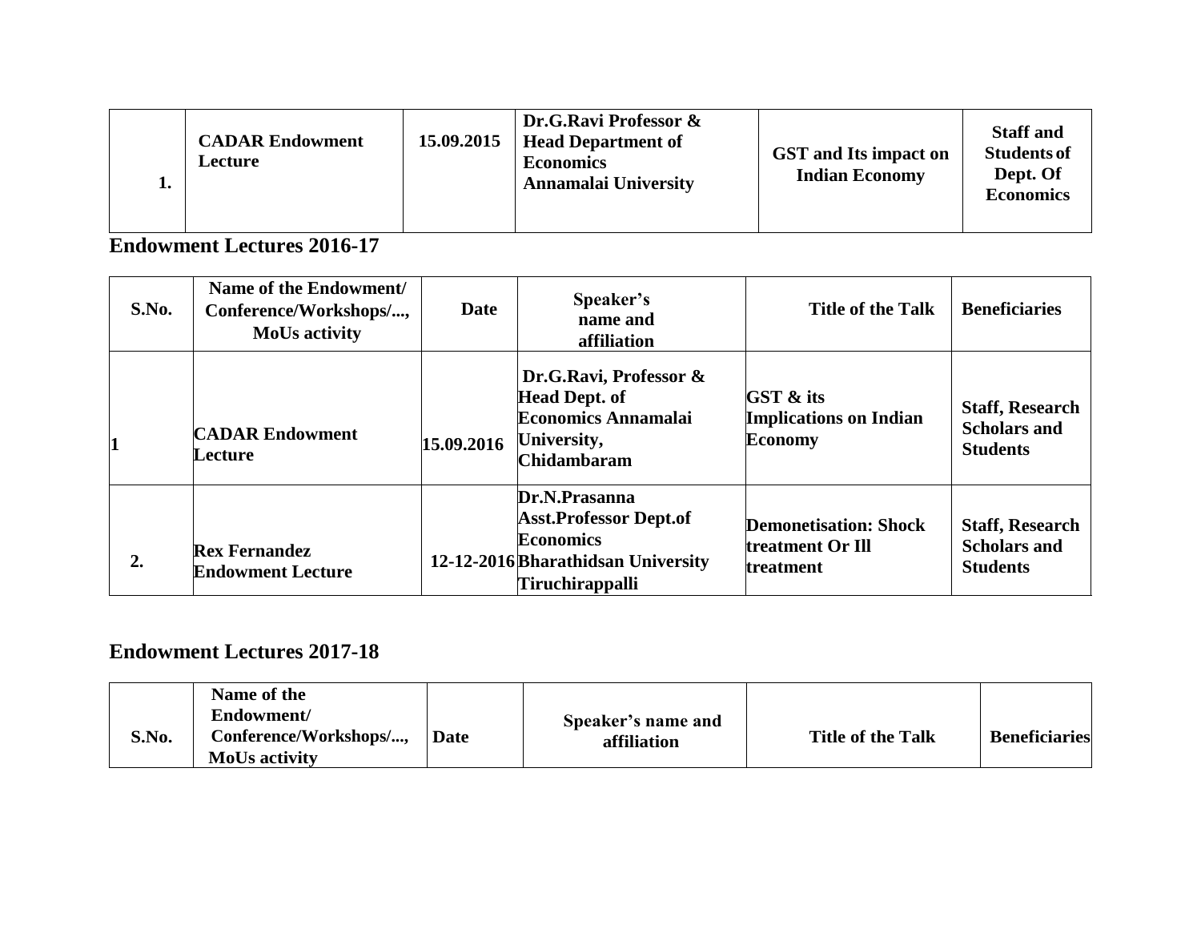| 1. | CADAR Endowment Lecture | 15.09.2015 | Dr.G.Ravi Professor & Head Department of Economics Annamalai University | GST and Its impact on Indian Economy | Staff and Students of Dept. Of Economics |
|---|---|---|---|---|---|

## Endowment Lectures 2016-17

| S.No. | Name of the Endowment/ Conference/Workshops/..., MoUs activity | Date | Speaker's name and affiliation | Title of the Talk | Beneficiaries |
|---|---|---|---|---|---|
| 1 | CADAR Endowment Lecture | 15.09.2016 | Dr.G.Ravi, Professor & Head Dept. of Economics Annamalai University, Chidambaram | GST & its Implications on Indian Economy | Staff, Research Scholars and Students |
| 2. | Rex Fernandez Endowment Lecture | 12-12-2016 | Dr.N.Prasanna Asst.Professor Dept.of Economics Bharathidsan University Tiruchirappalli | Demonetisation: Shock treatment Or Ill treatment | Staff, Research Scholars and Students |

## Endowment Lectures 2017-18

| S.No. | Name of the Endowment/ Conference/Workshops/..., MoUs activity | Date | Speaker's name and affiliation | Title of the Talk | Beneficiaries |
|---|---|---|---|---|---|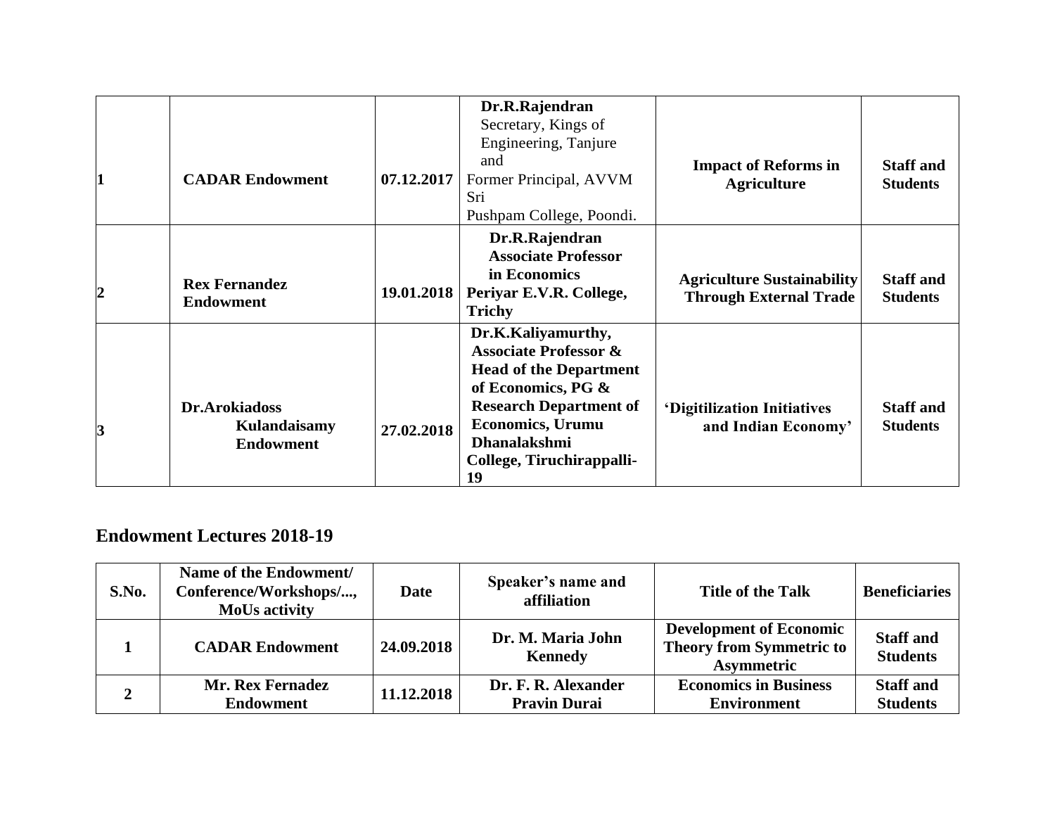| | | | | | |
|---|---|---|---|---|---|
| 1 | **CADAR Endowment** | **07.12.2017** | **Dr.R.Rajendran** Secretary, Kings of Engineering, Tanjure and Former Principal, AVVM Sri Pushpam College, Poondi. | **Impact of Reforms in Agriculture** | **Staff and Students** |
| 2 | **Rex Fernandez Endowment** | **19.01.2018** | **Dr.R.Rajendran Associate Professor in Economics Periyar E.V.R. College, Trichy** | **Agriculture Sustainability Through External Trade** | **Staff and Students** |
| 3 | **Dr.Arokiadoss Kulandaisamy Endowment** | **27.02.2018** | **Dr.K.Kaliyamurthy, Associate Professor & Head of the Department of Economics, PG & Research Department of Economics, Urumu Dhanalakshmi College, Tiruchirappalli-19** | **'Digitilization Initiatives and Indian Economy'** | **Staff and Students** |

## Endowment Lectures 2018-19

| S.No. | Name of the Endowment/ Conference/Workshops/..., MoUs activity | Date | Speaker's name and affiliation | Title of the Talk | Beneficiaries |
|---|---|---|---|---|---|
| 1 | CADAR Endowment | 24.09.2018 | Dr. M. Maria John Kennedy | Development of Economic Theory from Symmetric to Asymmetric | Staff and Students |
| 2 | Mr. Rex Fernadez Endowment | 11.12.2018 | Dr. F. R. Alexander Pravin Durai | Economics in Business Environment | Staff and Students |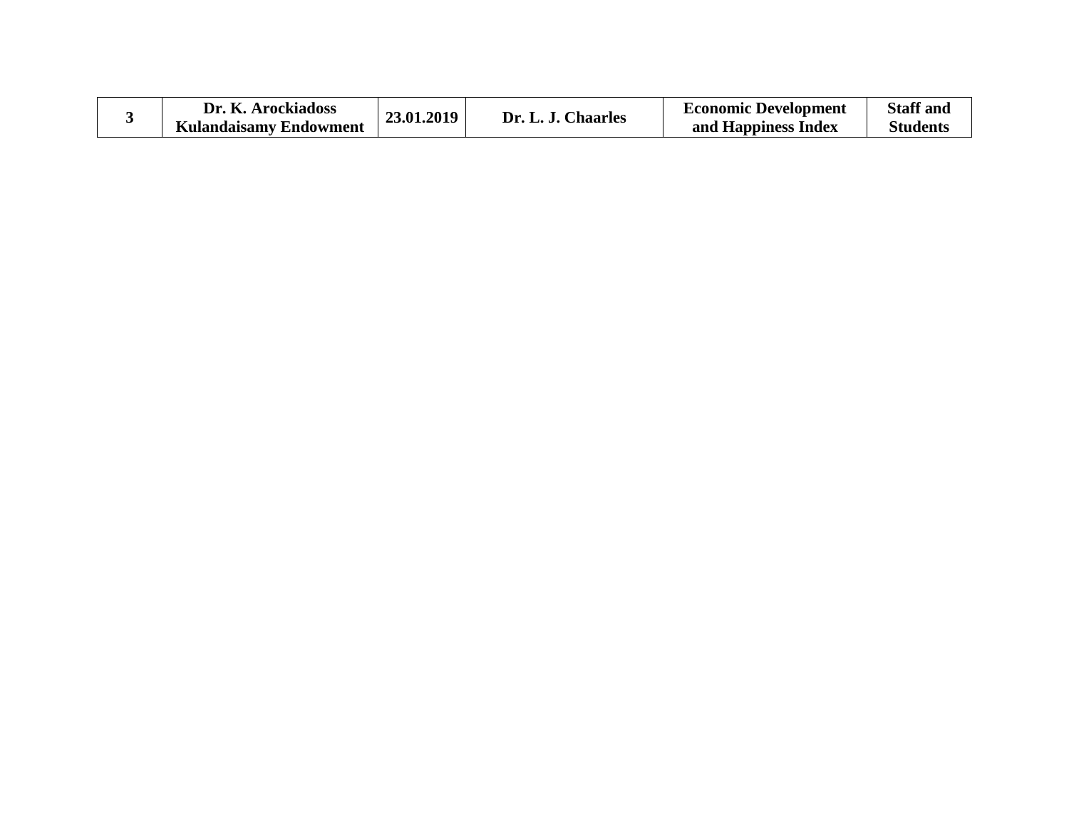| | | | | | |
|---|---|---|---|---|---|
| **3** | **Dr. K. Arockiadoss Kulandaisamy Endowment** | **23.01.2019** | **Dr. L. J. Chaarles** | **Economic Development and Happiness Index** | **Staff and Students** |